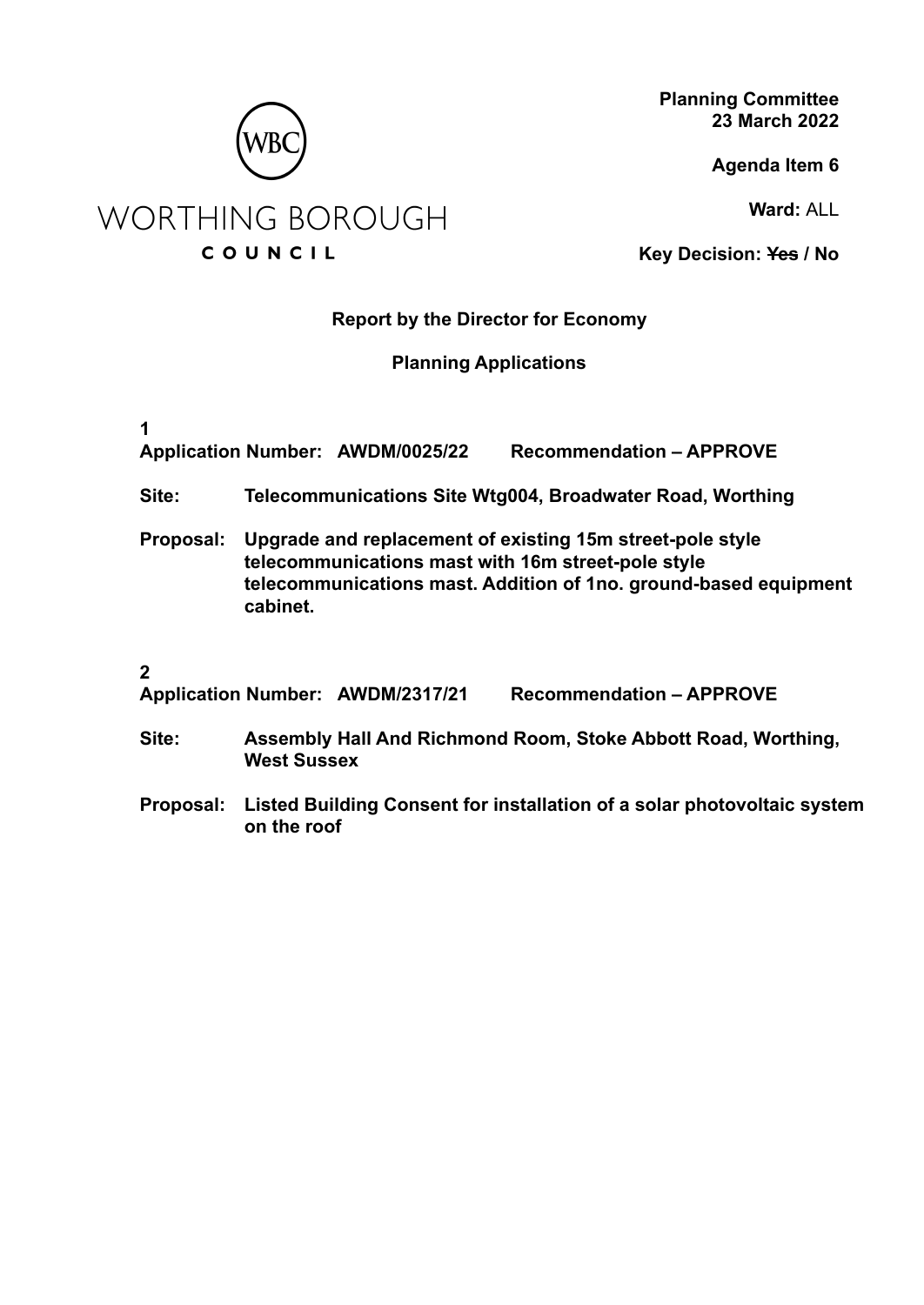WORTHING BOROUGH COUNCIL

**Planning Committee**
**23 March 2022**

**Agenda Item 6**

**Ward:** ALL

**Key Decision:** ~~Yes~~ **/ No**

**Report by the Director for Economy**

**Planning Applications**

**1**

**Application Number: AWDM/0025/22 Recommendation – APPROVE**

**Site:** **Telecommunications Site Wtg004, Broadwater Road, Worthing**

**Proposal:** **Upgrade and replacement of existing 15m street-pole style telecommunications mast with 16m street-pole style telecommunications mast. Addition of 1no. ground-based equipment cabinet.**

**2**

**Application Number: AWDM/2317/21 Recommendation – APPROVE**

**Site:** **Assembly Hall And Richmond Room, Stoke Abbott Road, Worthing, West Sussex**

**Proposal:** **Listed Building Consent for installation of a solar photovoltaic system on the roof**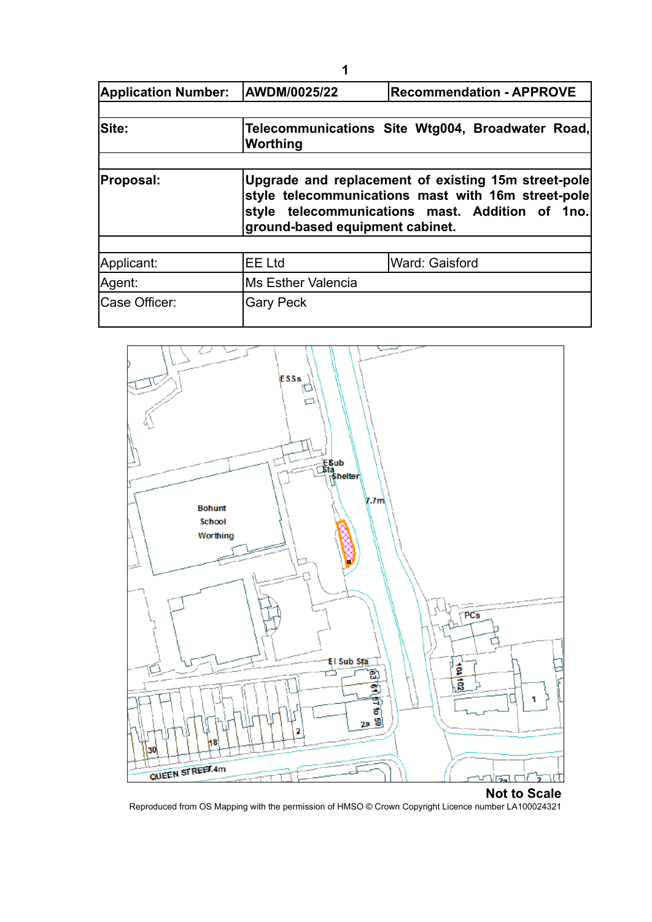**1**

| Application Number: | AWDM/0025/22 | Recommendation - APPROVE |
|---|---|---|
| | | |
| **Site:** | **Telecommunications Site Wtg004, Broadwater Road, Worthing** | |
| | | |
| **Proposal:** | **Upgrade and replacement of existing 15m street-pole style telecommunications mast with 16m street-pole style telecommunications mast. Addition of 1no. ground-based equipment cabinet.** | |
| | | |
| Applicant: | EE Ltd | Ward: Gaisford |
| Agent: | Ms Esther Valencia | |
| Case Officer: | Gary Peck | |

**Not to Scale**

Reproduced from OS Mapping with the permission of HMSO © Crown Copyright Licence number LA100024321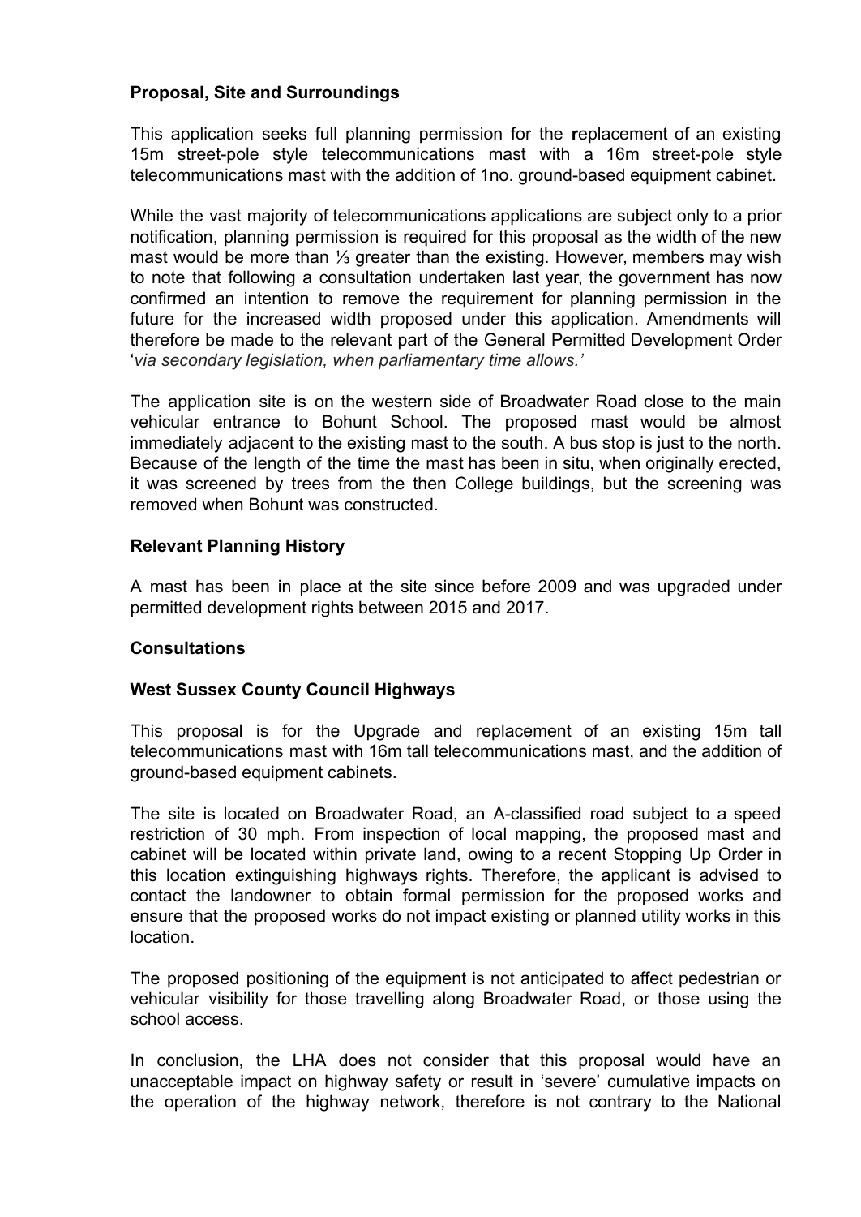**Proposal, Site and Surroundings**

This application seeks full planning permission for the **r**eplacement of an existing 15m street-pole style telecommunications mast with a 16m street-pole style telecommunications mast with the addition of 1no. ground-based equipment cabinet.

While the vast majority of telecommunications applications are subject only to a prior notification, planning permission is required for this proposal as the width of the new mast would be more than ⅓ greater than the existing. However, members may wish to note that following a consultation undertaken last year, the government has now confirmed an intention to remove the requirement for planning permission in the future for the increased width proposed under this application. Amendments will therefore be made to the relevant part of the General Permitted Development Order '*via secondary legislation, when parliamentary time allows.'*

The application site is on the western side of Broadwater Road close to the main vehicular entrance to Bohunt School. The proposed mast would be almost immediately adjacent to the existing mast to the south. A bus stop is just to the north. Because of the length of the time the mast has been in situ, when originally erected, it was screened by trees from the then College buildings, but the screening was removed when Bohunt was constructed.

**Relevant Planning History**

A mast has been in place at the site since before 2009 and was upgraded under permitted development rights between 2015 and 2017.

**Consultations**

**West Sussex County Council Highways**

This proposal is for the Upgrade and replacement of an existing 15m tall telecommunications mast with 16m tall telecommunications mast, and the addition of ground-based equipment cabinets.

The site is located on Broadwater Road, an A-classified road subject to a speed restriction of 30 mph. From inspection of local mapping, the proposed mast and cabinet will be located within private land, owing to a recent Stopping Up Order in this location extinguishing highways rights. Therefore, the applicant is advised to contact the landowner to obtain formal permission for the proposed works and ensure that the proposed works do not impact existing or planned utility works in this location.

The proposed positioning of the equipment is not anticipated to affect pedestrian or vehicular visibility for those travelling along Broadwater Road, or those using the school access.

In conclusion, the LHA does not consider that this proposal would have an unacceptable impact on highway safety or result in 'severe' cumulative impacts on the operation of the highway network, therefore is not contrary to the National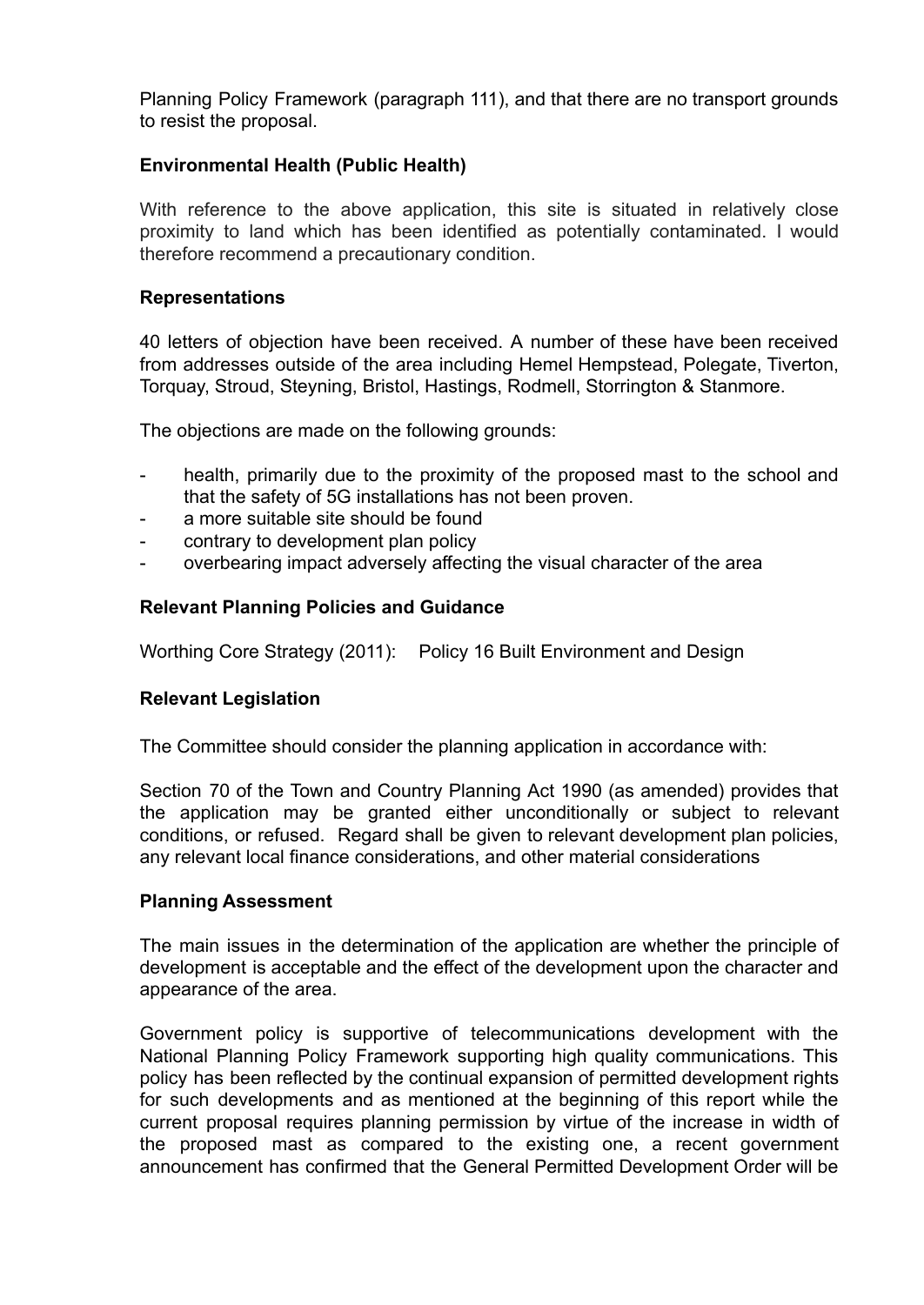Planning Policy Framework (paragraph 111), and that there are no transport grounds to resist the proposal.

**Environmental Health (Public Health)**

With reference to the above application, this site is situated in relatively close proximity to land which has been identified as potentially contaminated. I would therefore recommend a precautionary condition.

**Representations**

40 letters of objection have been received. A number of these have been received from addresses outside of the area including Hemel Hempstead, Polegate, Tiverton, Torquay, Stroud, Steyning, Bristol, Hastings, Rodmell, Storrington & Stanmore.

The objections are made on the following grounds:

- health, primarily due to the proximity of the proposed mast to the school and that the safety of 5G installations has not been proven.
- a more suitable site should be found
- contrary to development plan policy
- overbearing impact adversely affecting the visual character of the area

**Relevant Planning Policies and Guidance**

Worthing Core Strategy (2011): Policy 16 Built Environment and Design

**Relevant Legislation**

The Committee should consider the planning application in accordance with:

Section 70 of the Town and Country Planning Act 1990 (as amended) provides that the application may be granted either unconditionally or subject to relevant conditions, or refused. Regard shall be given to relevant development plan policies, any relevant local finance considerations, and other material considerations

**Planning Assessment**

The main issues in the determination of the application are whether the principle of development is acceptable and the effect of the development upon the character and appearance of the area.

Government policy is supportive of telecommunications development with the National Planning Policy Framework supporting high quality communications. This policy has been reflected by the continual expansion of permitted development rights for such developments and as mentioned at the beginning of this report while the current proposal requires planning permission by virtue of the increase in width of the proposed mast as compared to the existing one, a recent government announcement has confirmed that the General Permitted Development Order will be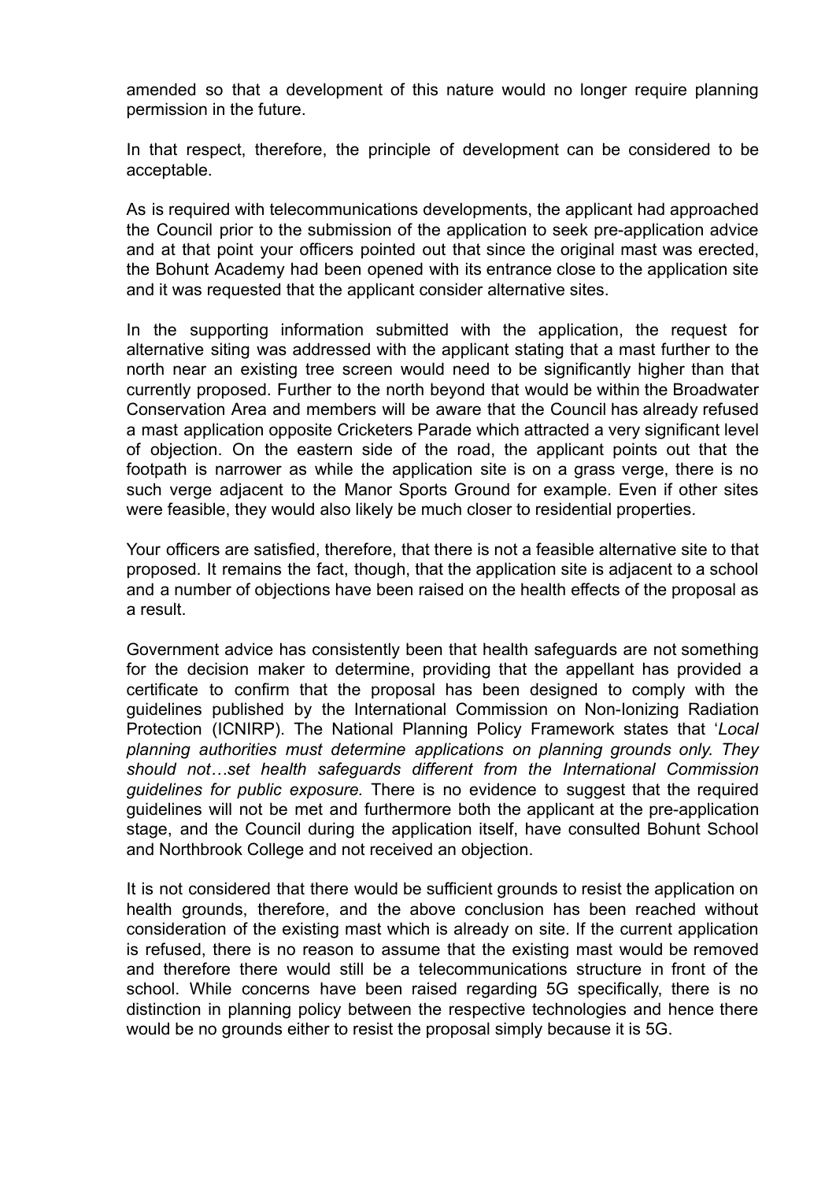amended so that a development of this nature would no longer require planning permission in the future.

In that respect, therefore, the principle of development can be considered to be acceptable.

As is required with telecommunications developments, the applicant had approached the Council prior to the submission of the application to seek pre-application advice and at that point your officers pointed out that since the original mast was erected, the Bohunt Academy had been opened with its entrance close to the application site and it was requested that the applicant consider alternative sites.

In the supporting information submitted with the application, the request for alternative siting was addressed with the applicant stating that a mast further to the north near an existing tree screen would need to be significantly higher than that currently proposed. Further to the north beyond that would be within the Broadwater Conservation Area and members will be aware that the Council has already refused a mast application opposite Cricketers Parade which attracted a very significant level of objection. On the eastern side of the road, the applicant points out that the footpath is narrower as while the application site is on a grass verge, there is no such verge adjacent to the Manor Sports Ground for example. Even if other sites were feasible, they would also likely be much closer to residential properties.

Your officers are satisfied, therefore, that there is not a feasible alternative site to that proposed. It remains the fact, though, that the application site is adjacent to a school and a number of objections have been raised on the health effects of the proposal as a result.

Government advice has consistently been that health safeguards are not something for the decision maker to determine, providing that the appellant has provided a certificate to confirm that the proposal has been designed to comply with the guidelines published by the International Commission on Non-Ionizing Radiation Protection (ICNIRP). The National Planning Policy Framework states that '*Local planning authorities must determine applications on planning grounds only. They should not…set health safeguards different from the International Commission guidelines for public exposure.* There is no evidence to suggest that the required guidelines will not be met and furthermore both the applicant at the pre-application stage, and the Council during the application itself, have consulted Bohunt School and Northbrook College and not received an objection.

It is not considered that there would be sufficient grounds to resist the application on health grounds, therefore, and the above conclusion has been reached without consideration of the existing mast which is already on site. If the current application is refused, there is no reason to assume that the existing mast would be removed and therefore there would still be a telecommunications structure in front of the school. While concerns have been raised regarding 5G specifically, there is no distinction in planning policy between the respective technologies and hence there would be no grounds either to resist the proposal simply because it is 5G.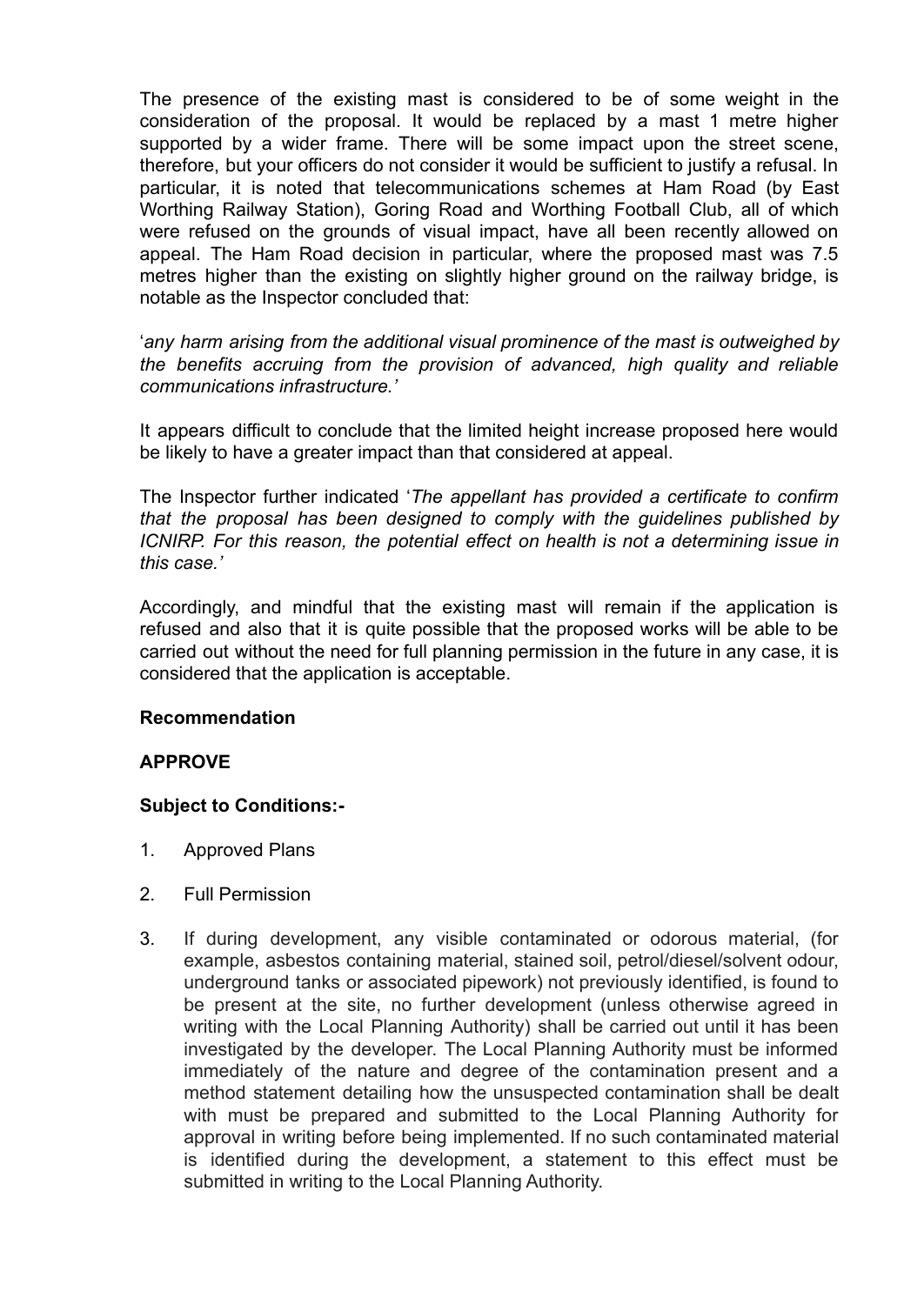The presence of the existing mast is considered to be of some weight in the consideration of the proposal. It would be replaced by a mast 1 metre higher supported by a wider frame. There will be some impact upon the street scene, therefore, but your officers do not consider it would be sufficient to justify a refusal. In particular, it is noted that telecommunications schemes at Ham Road (by East Worthing Railway Station), Goring Road and Worthing Football Club, all of which were refused on the grounds of visual impact, have all been recently allowed on appeal. The Ham Road decision in particular, where the proposed mast was 7.5 metres higher than the existing on slightly higher ground on the railway bridge, is notable as the Inspector concluded that:

'*any harm arising from the additional visual prominence of the mast is outweighed by the benefits accruing from the provision of advanced, high quality and reliable communications infrastructure.'*

It appears difficult to conclude that the limited height increase proposed here would be likely to have a greater impact than that considered at appeal.

The Inspector further indicated '*The appellant has provided a certificate to confirm that the proposal has been designed to comply with the guidelines published by ICNIRP. For this reason, the potential effect on health is not a determining issue in this case.'*

Accordingly, and mindful that the existing mast will remain if the application is refused and also that it is quite possible that the proposed works will be able to be carried out without the need for full planning permission in the future in any case, it is considered that the application is acceptable.

**Recommendation**

**APPROVE**

**Subject to Conditions:-**

1. Approved Plans
2. Full Permission
3. If during development, any visible contaminated or odorous material, (for example, asbestos containing material, stained soil, petrol/diesel/solvent odour, underground tanks or associated pipework) not previously identified, is found to be present at the site, no further development (unless otherwise agreed in writing with the Local Planning Authority) shall be carried out until it has been investigated by the developer. The Local Planning Authority must be informed immediately of the nature and degree of the contamination present and a method statement detailing how the unsuspected contamination shall be dealt with must be prepared and submitted to the Local Planning Authority for approval in writing before being implemented. If no such contaminated material is identified during the development, a statement to this effect must be submitted in writing to the Local Planning Authority.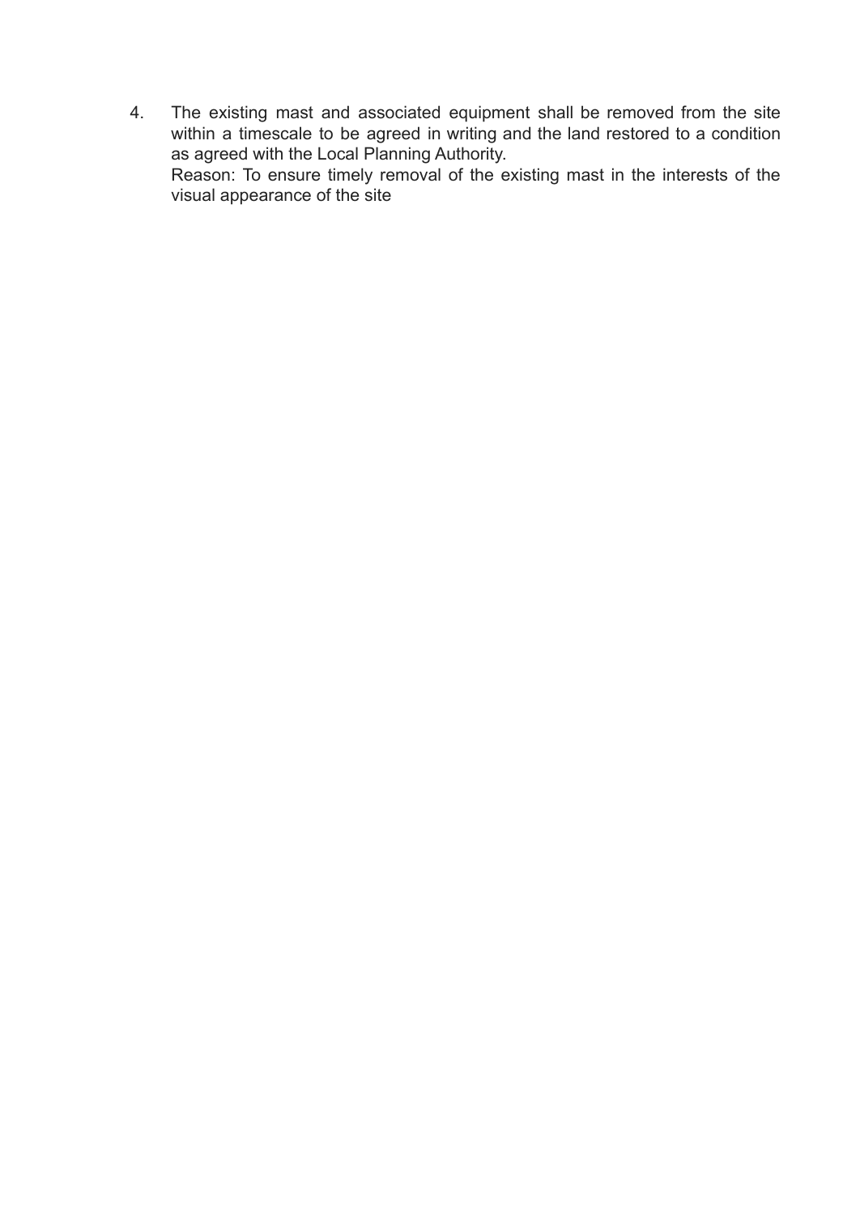4. The existing mast and associated equipment shall be removed from the site within a timescale to be agreed in writing and the land restored to a condition as agreed with the Local Planning Authority.
   Reason: To ensure timely removal of the existing mast in the interests of the visual appearance of the site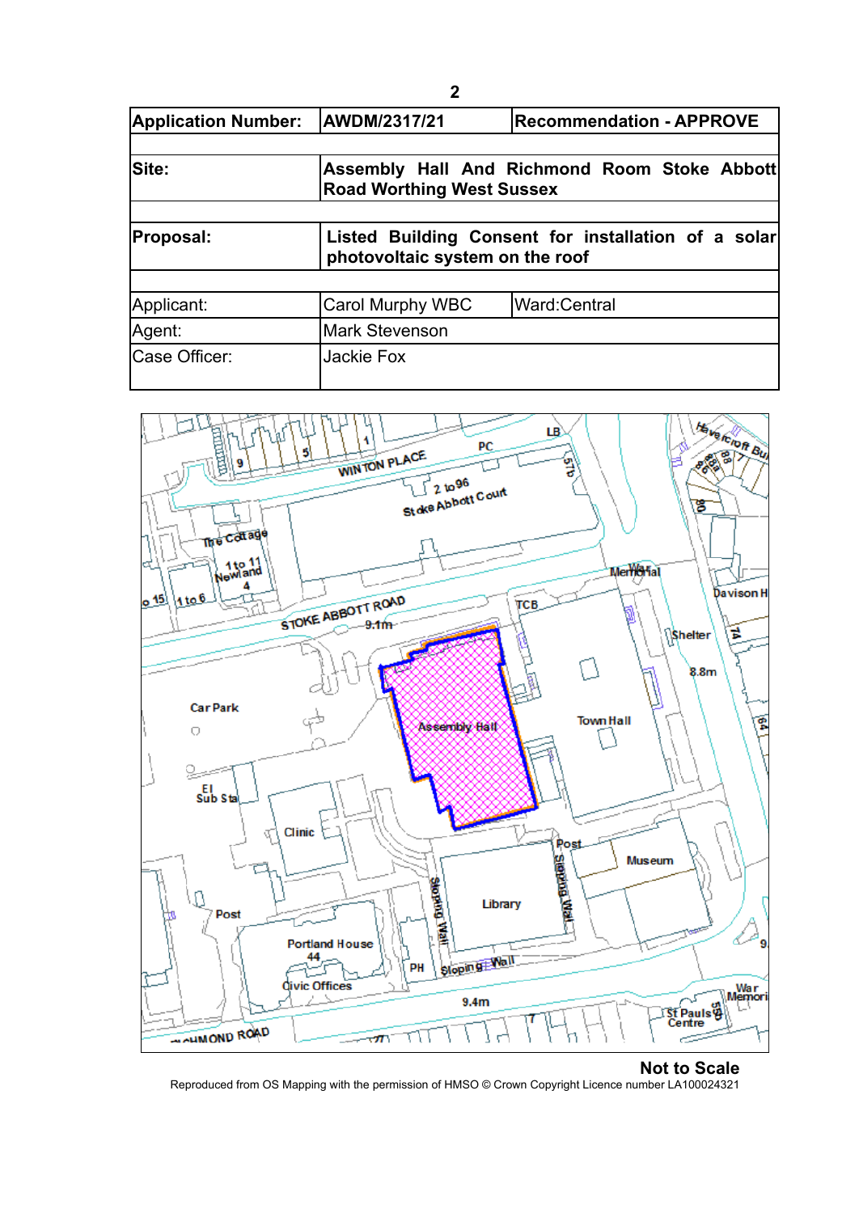| Application Number: | AWDM/2317/21 | Recommendation - APPROVE |
|---|---|---|
| | | |
| **Site:** | **Assembly Hall And Richmond Room Stoke Abbott Road Worthing West Sussex** | |
| | | |
| **Proposal:** | **Listed Building Consent for installation of a solar photovoltaic system on the roof** | |
| | | |
| Applicant: | Carol Murphy WBC | Ward:Central |
| Agent: | Mark Stevenson | |
| Case Officer: | Jackie Fox | |

**Not to Scale**

Reproduced from OS Mapping with the permission of HMSO © Crown Copyright Licence number LA100024321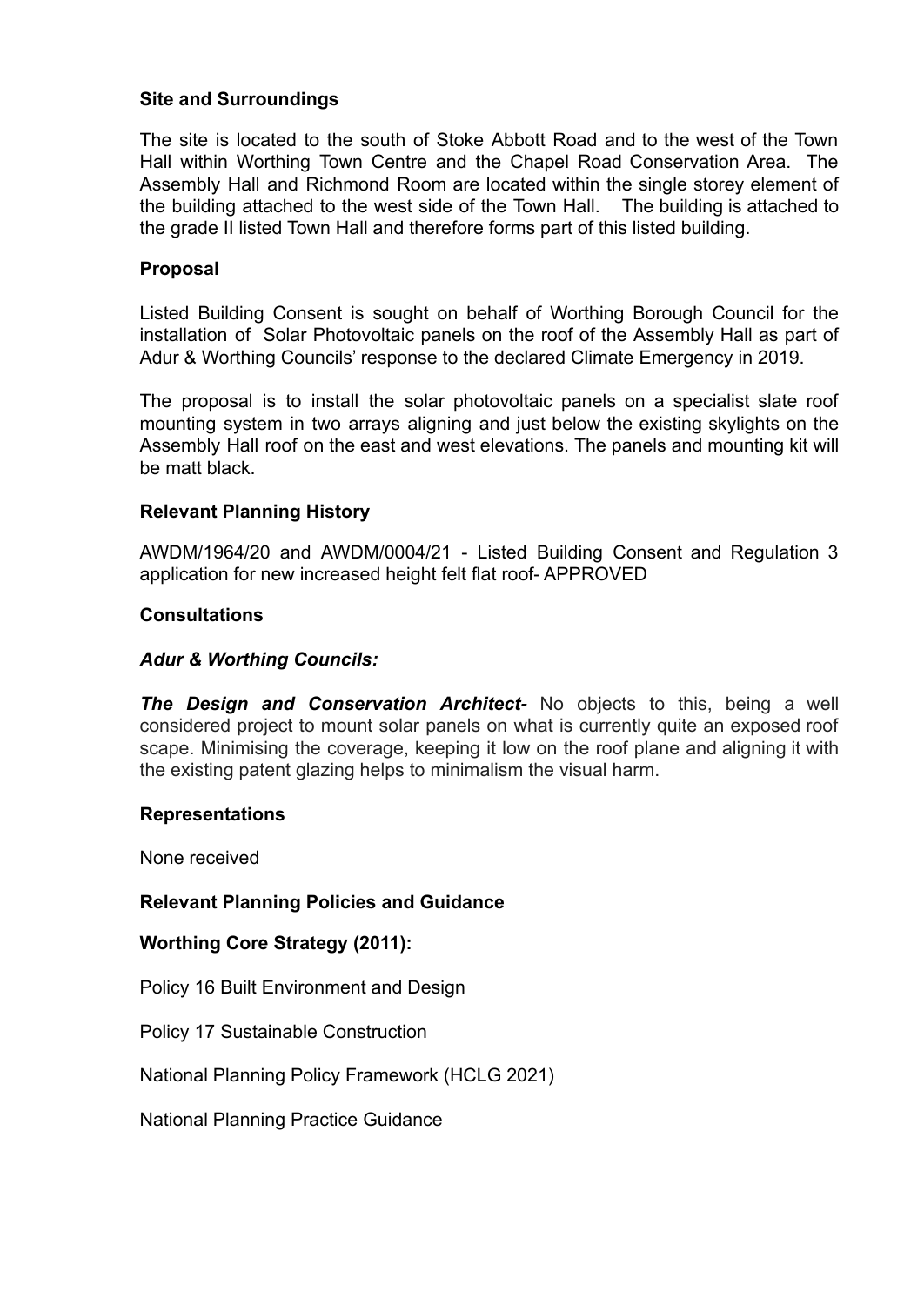**Site and Surroundings**

The site is located to the south of Stoke Abbott Road and to the west of the Town Hall within Worthing Town Centre and the Chapel Road Conservation Area. The Assembly Hall and Richmond Room are located within the single storey element of the building attached to the west side of the Town Hall. The building is attached to the grade II listed Town Hall and therefore forms part of this listed building.

**Proposal**

Listed Building Consent is sought on behalf of Worthing Borough Council for the installation of Solar Photovoltaic panels on the roof of the Assembly Hall as part of Adur & Worthing Councils' response to the declared Climate Emergency in 2019.

The proposal is to install the solar photovoltaic panels on a specialist slate roof mounting system in two arrays aligning and just below the existing skylights on the Assembly Hall roof on the east and west elevations. The panels and mounting kit will be matt black.

**Relevant Planning History**

AWDM/1964/20 and AWDM/0004/21 - Listed Building Consent and Regulation 3 application for new increased height felt flat roof- APPROVED

**Consultations**

***Adur & Worthing Councils:***

***The Design and Conservation Architect-*** No objects to this, being a well considered project to mount solar panels on what is currently quite an exposed roof scape. Minimising the coverage, keeping it low on the roof plane and aligning it with the existing patent glazing helps to minimalism the visual harm.

**Representations**

None received

**Relevant Planning Policies and Guidance**

**Worthing Core Strategy (2011):**

Policy 16 Built Environment and Design

Policy 17 Sustainable Construction

National Planning Policy Framework (HCLG 2021)

National Planning Practice Guidance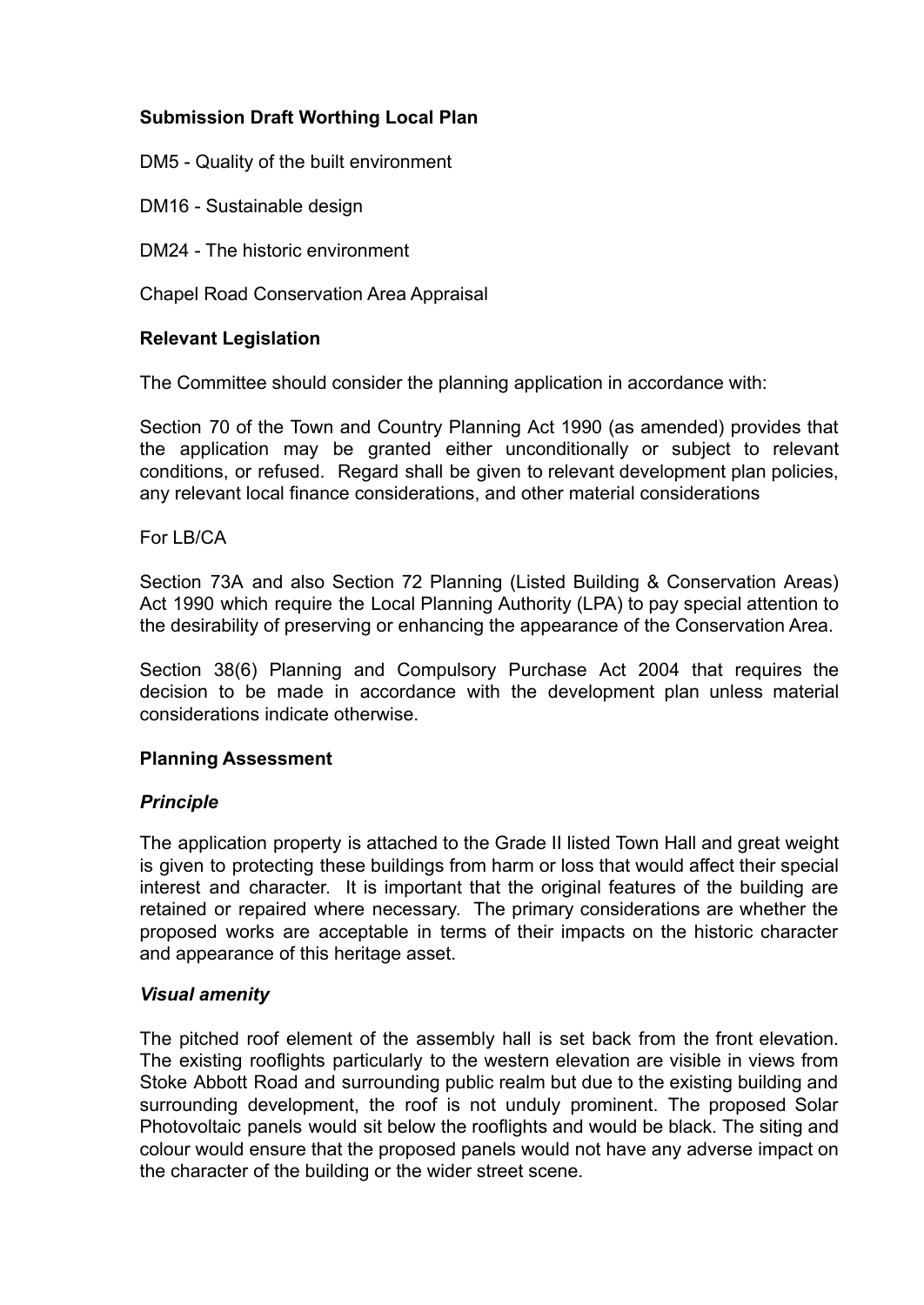**Submission Draft Worthing Local Plan**

DM5 - Quality of the built environment

DM16 - Sustainable design

DM24 - The historic environment

Chapel Road Conservation Area Appraisal

**Relevant Legislation**

The Committee should consider the planning application in accordance with:

Section 70 of the Town and Country Planning Act 1990 (as amended) provides that the application may be granted either unconditionally or subject to relevant conditions, or refused. Regard shall be given to relevant development plan policies, any relevant local finance considerations, and other material considerations

For LB/CA

Section 73A and also Section 72 Planning (Listed Building & Conservation Areas) Act 1990 which require the Local Planning Authority (LPA) to pay special attention to the desirability of preserving or enhancing the appearance of the Conservation Area.

Section 38(6) Planning and Compulsory Purchase Act 2004 that requires the decision to be made in accordance with the development plan unless material considerations indicate otherwise.

**Planning Assessment**

***Principle***

The application property is attached to the Grade II listed Town Hall and great weight is given to protecting these buildings from harm or loss that would affect their special interest and character. It is important that the original features of the building are retained or repaired where necessary. The primary considerations are whether the proposed works are acceptable in terms of their impacts on the historic character and appearance of this heritage asset.

***Visual amenity***

The pitched roof element of the assembly hall is set back from the front elevation. The existing rooflights particularly to the western elevation are visible in views from Stoke Abbott Road and surrounding public realm but due to the existing building and surrounding development, the roof is not unduly prominent. The proposed Solar Photovoltaic panels would sit below the rooflights and would be black. The siting and colour would ensure that the proposed panels would not have any adverse impact on the character of the building or the wider street scene.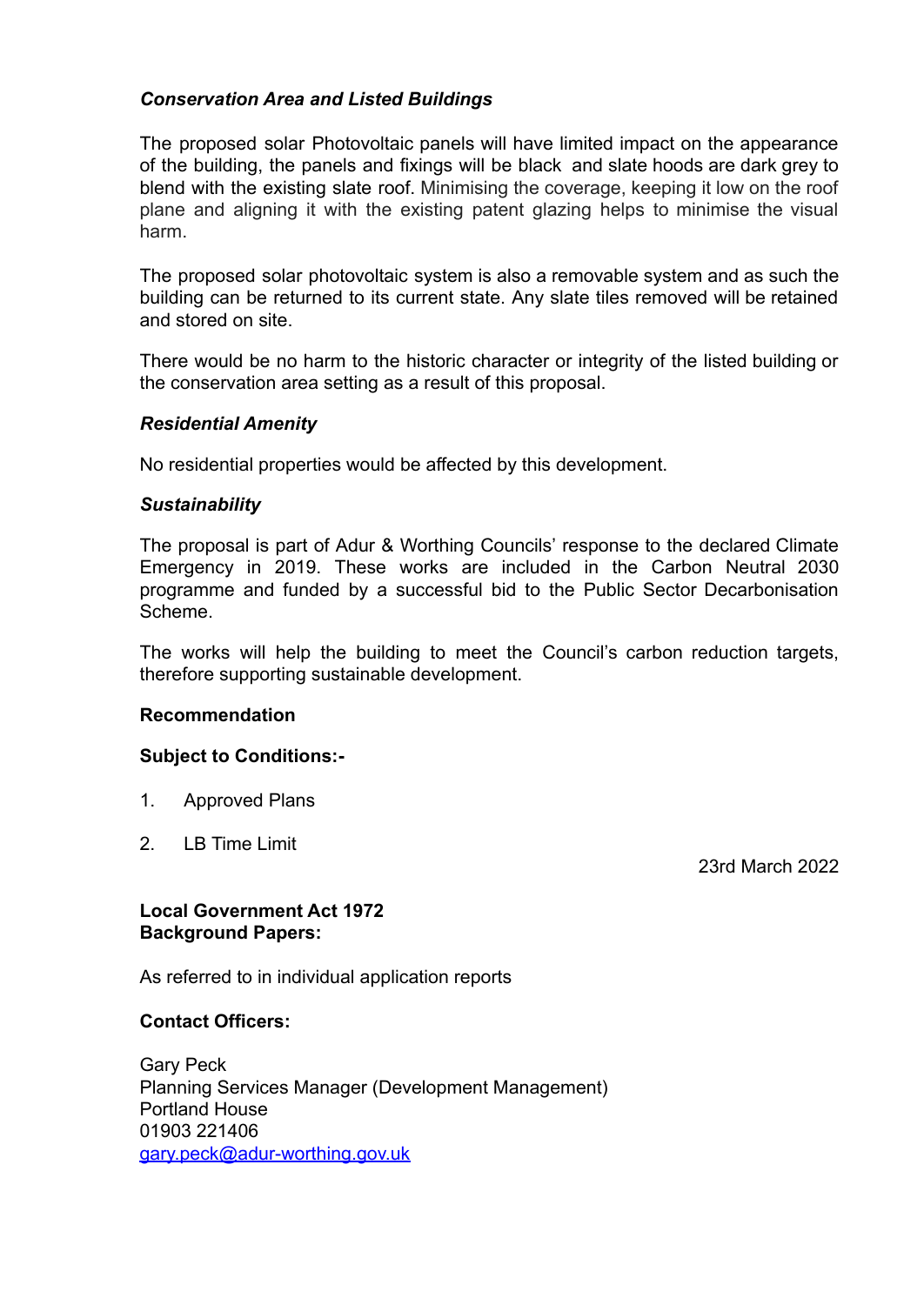### *Conservation Area and Listed Buildings*

The proposed solar Photovoltaic panels will have limited impact on the appearance of the building, the panels and fixings will be black and slate hoods are dark grey to blend with the existing slate roof. Minimising the coverage, keeping it low on the roof plane and aligning it with the existing patent glazing helps to minimise the visual harm.

The proposed solar photovoltaic system is also a removable system and as such the building can be returned to its current state. Any slate tiles removed will be retained and stored on site.

There would be no harm to the historic character or integrity of the listed building or the conservation area setting as a result of this proposal.

### *Residential Amenity*

No residential properties would be affected by this development.

### *Sustainability*

The proposal is part of Adur & Worthing Councils' response to the declared Climate Emergency in 2019. These works are included in the Carbon Neutral 2030 programme and funded by a successful bid to the Public Sector Decarbonisation Scheme.

The works will help the building to meet the Council's carbon reduction targets, therefore supporting sustainable development.

### Recommendation

**Subject to Conditions:-**

1. Approved Plans
2. LB Time Limit

23rd March 2022

**Local Government Act 1972**
**Background Papers:**

As referred to in individual application reports

**Contact Officers:**

Gary Peck
Planning Services Manager (Development Management)
Portland House
01903 221406
gary.peck@adur-worthing.gov.uk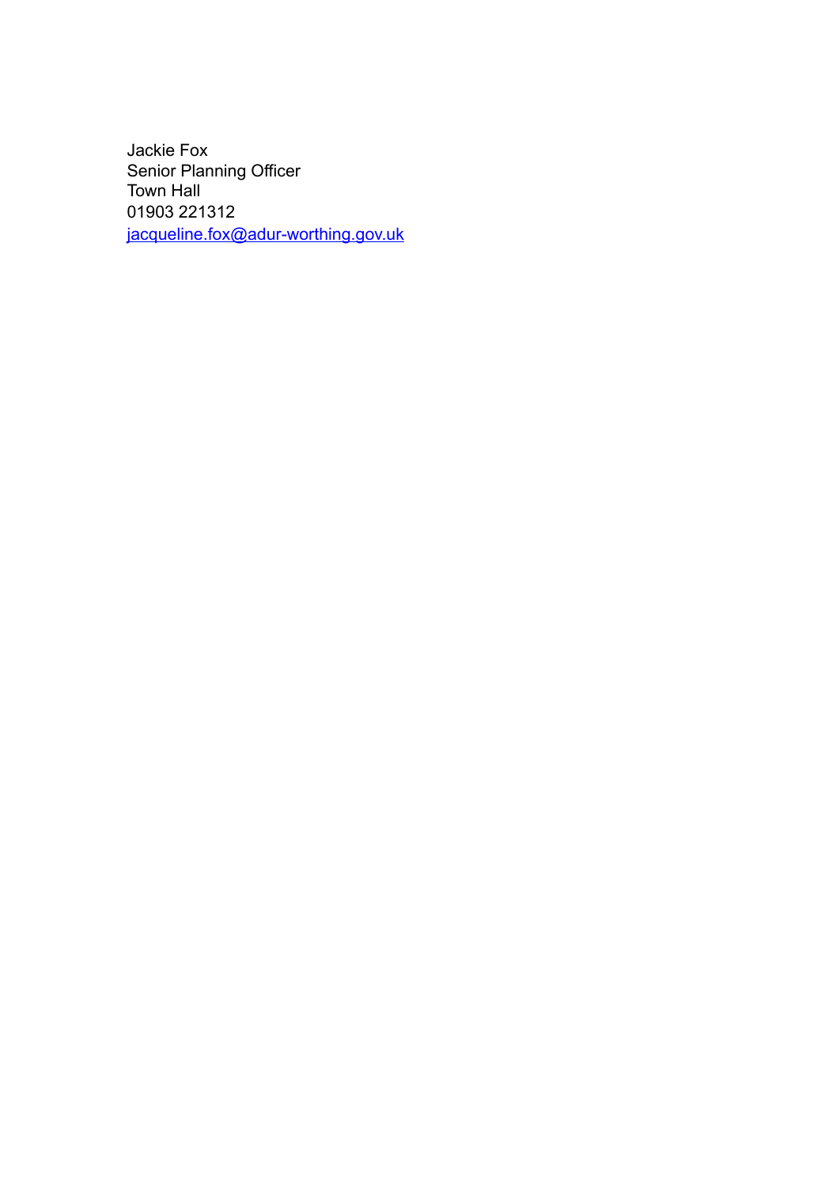Jackie Fox
Senior Planning Officer
Town Hall
01903 221312
[jacqueline.fox@adur-worthing.gov.uk](mailto:jacqueline.fox@adur-worthing.gov.uk)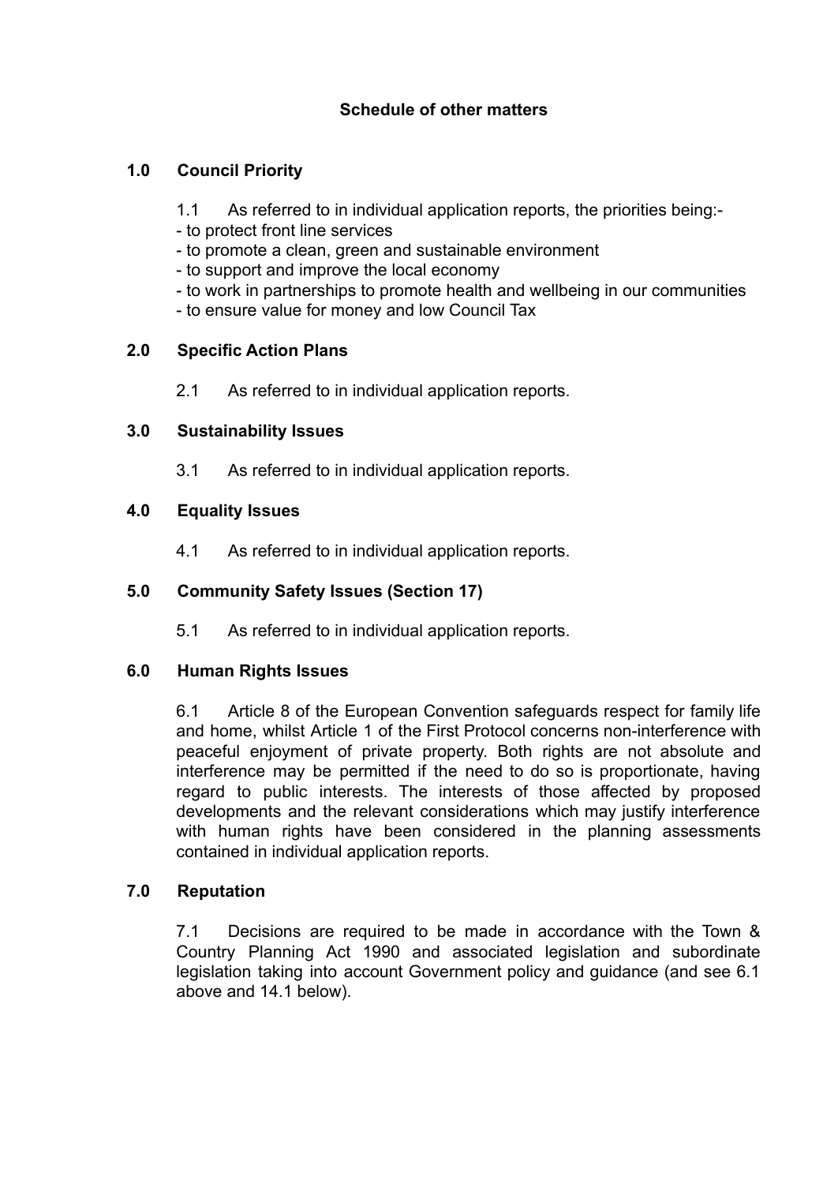## Schedule of other matters

### 1.0 Council Priority

1.1 As referred to in individual application reports, the priorities being:-

- to protect front line services
- to promote a clean, green and sustainable environment
- to support and improve the local economy
- to work in partnerships to promote health and wellbeing in our communities
- to ensure value for money and low Council Tax

### 2.0 Specific Action Plans

2.1 As referred to in individual application reports.

### 3.0 Sustainability Issues

3.1 As referred to in individual application reports.

### 4.0 Equality Issues

4.1 As referred to in individual application reports.

### 5.0 Community Safety Issues (Section 17)

5.1 As referred to in individual application reports.

### 6.0 Human Rights Issues

6.1 Article 8 of the European Convention safeguards respect for family life and home, whilst Article 1 of the First Protocol concerns non-interference with peaceful enjoyment of private property. Both rights are not absolute and interference may be permitted if the need to do so is proportionate, having regard to public interests. The interests of those affected by proposed developments and the relevant considerations which may justify interference with human rights have been considered in the planning assessments contained in individual application reports.

### 7.0 Reputation

7.1 Decisions are required to be made in accordance with the Town & Country Planning Act 1990 and associated legislation and subordinate legislation taking into account Government policy and guidance (and see 6.1 above and 14.1 below).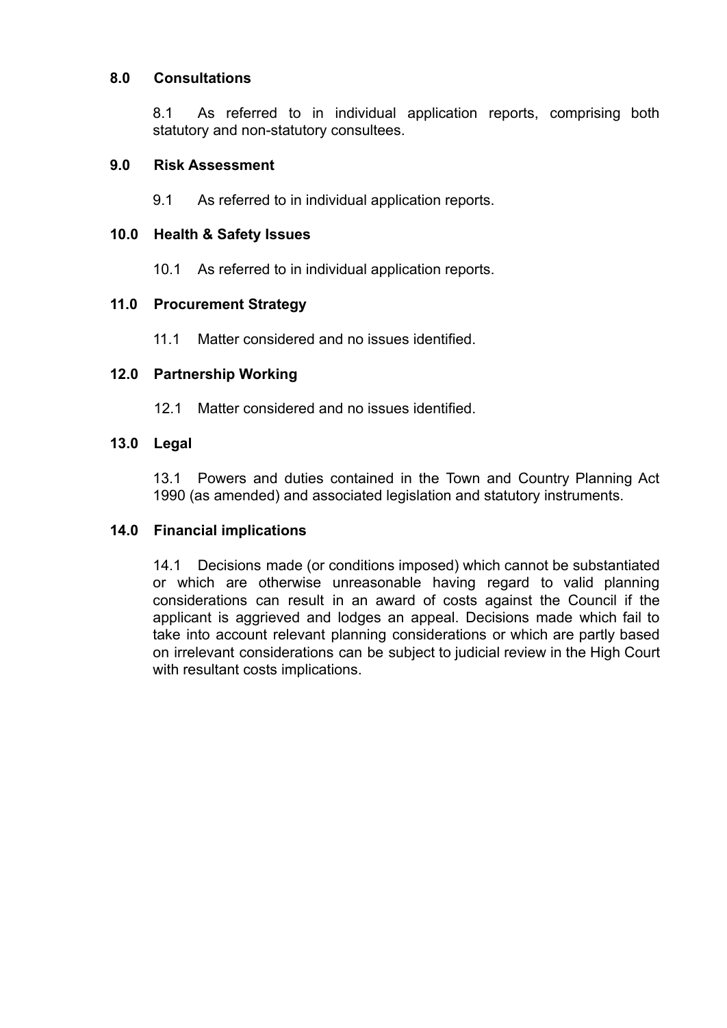## 8.0 Consultations

8.1 As referred to in individual application reports, comprising both statutory and non-statutory consultees.

## 9.0 Risk Assessment

9.1 As referred to in individual application reports.

## 10.0 Health & Safety Issues

10.1 As referred to in individual application reports.

## 11.0 Procurement Strategy

11.1 Matter considered and no issues identified.

## 12.0 Partnership Working

12.1 Matter considered and no issues identified.

## 13.0 Legal

13.1 Powers and duties contained in the Town and Country Planning Act 1990 (as amended) and associated legislation and statutory instruments.

## 14.0 Financial implications

14.1 Decisions made (or conditions imposed) which cannot be substantiated or which are otherwise unreasonable having regard to valid planning considerations can result in an award of costs against the Council if the applicant is aggrieved and lodges an appeal. Decisions made which fail to take into account relevant planning considerations or which are partly based on irrelevant considerations can be subject to judicial review in the High Court with resultant costs implications.